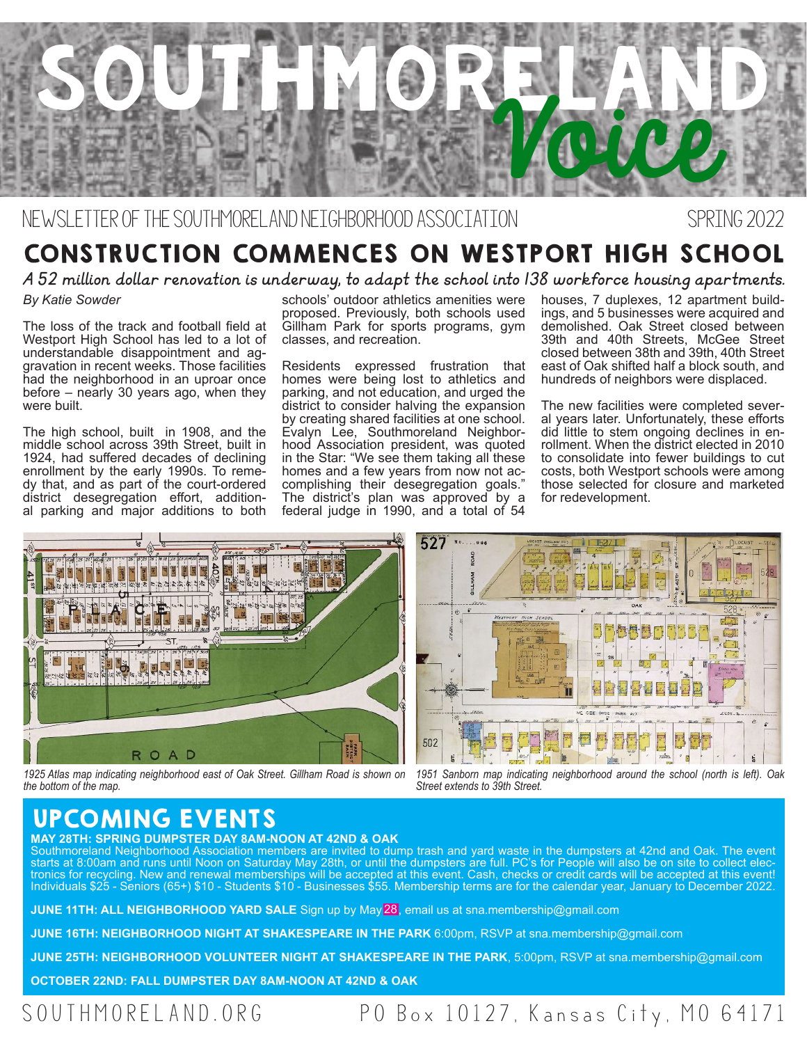# SOUTHMORELAND Voice

NEWSLETTER OF THE SOUTHMORELAND NEIGHBORHOOD ASSOCIATION — SPRING 2022

## CONSTRUCTION COMMENCES ON WESTPORT HIGH SCHOOL

*A 52 million dollar renovation is underway, to adapt the school into 138 workforce housing apartments.*

*By Katie Sowder*

The loss of the track and football field at Westport High School has led to a lot of understandable disappointment and aggravation in recent weeks. Those facilities had the neighborhood in an uproar once before – nearly 30 years ago, when they were built.

The high school, built in 1908, and the middle school across 39th Street, built in 1924, had suffered decades of declining enrollment by the early 1990s. To remedy that, and as part of the court-ordered district desegregation effort, additional parking and major additions to both schools' outdoor athletics amenities were proposed. Previously, both schools used Gillham Park for sports programs, gym classes, and recreation.

Residents expressed frustration that homes were being lost to athletics and parking, and not education, and urged the district to consider halving the expansion by creating shared facilities at one school. Evalyn Lee, Southmoreland Neighborhood Association president, was quoted in the Star: "We see them taking all these homes and a few years from now not accomplishing their desegregation goals." The district's plan was approved by a federal judge in 1990, and a total of 54 houses, 7 duplexes, 12 apartment buildings, and 5 businesses were acquired and demolished. Oak Street closed between 39th and 40th Streets, McGee Street closed between 38th and 39th, 40th Street east of Oak shifted half a block south, and hundreds of neighbors were displaced.

The new facilities were completed several years later. Unfortunately, these efforts did little to stem ongoing declines in enrollment. When the district elected in 2010 to consolidate into fewer buildings to cut costs, both Westport schools were among those selected for closure and marketed for redevelopment.

*1925 Atlas map indicating neighborhood east of Oak Street. Gillham Road is shown on the bottom of the map.*

*1951 Sanborn map indicating neighborhood around the school (north is left). Oak Street extends to 39th Street.*

## UPCOMING EVENTS

**MAY 28TH: SPRING DUMPSTER DAY 8AM-NOON AT 42ND & OAK**
Southmoreland Neighborhood Association members are invited to dump trash and yard waste in the dumpsters at 42nd and Oak. The event starts at 8:00am and runs until Noon on Saturday May 28th, or until the dumpsters are full. PC's for People will also be on site to collect electronics for recycling. New and renewal memberships will be accepted at this event. Cash, checks or credit cards will be accepted at this event! Individuals $25 - Seniors (65+) $10 - Students $10 - Businesses $55. Membership terms are for the calendar year, January to December 2022.

**JUNE 11TH: ALL NEIGHBORHOOD YARD SALE** Sign up by May 28, email us at sna.membership@gmail.com

**JUNE 16TH: NEIGHBORHOOD NIGHT AT SHAKESPEARE IN THE PARK** 6:00pm, RSVP at sna.membership@gmail.com

**JUNE 25TH: NEIGHBORHOOD VOLUNTEER NIGHT AT SHAKESPEARE IN THE PARK**, 5:00pm, RSVP at sna.membership@gmail.com

**OCTOBER 22ND: FALL DUMPSTER DAY 8AM-NOON AT 42ND & OAK**

SOUTHMORELAND.ORG — PO Box 10127, Kansas City, MO 64171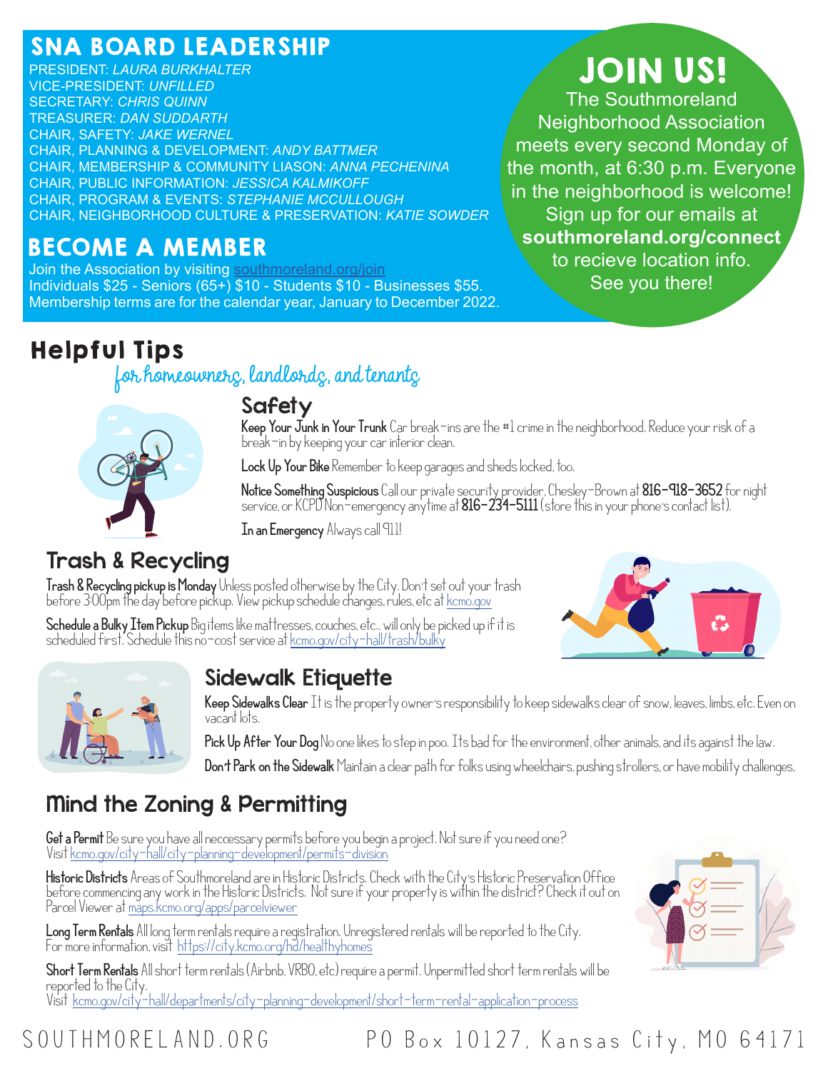## SNA BOARD LEADERSHIP

PRESIDENT: *LAURA BURKHALTER*
VICE-PRESIDENT: *UNFILLED*
SECRETARY: *CHRIS QUINN*
TREASURER: *DAN SUDDARTH*
CHAIR, SAFETY: *JAKE WERNEL*
CHAIR, PLANNING & DEVELOPMENT: *ANDY BATTMER*
CHAIR, MEMBERSHIP & COMMUNITY LIASON: *ANNA PECHENINA*
CHAIR, PUBLIC INFORMATION: *JESSICA KALMIKOFF*
CHAIR, PROGRAM & EVENTS: *STEPHANIE MCCULLOUGH*
CHAIR, NEIGHBORHOOD CULTURE & PRESERVATION: *KATIE SOWDER*

## BECOME A MEMBER

Join the Association by visiting southmoreland.org/join
Individuals $25 - Seniors (65+) $10 - Students $10 - Businesses $55.
Membership terms are for the calendar year, January to December 2022.

## JOIN US!

The Southmoreland Neighborhood Association meets every second Monday of the month, at 6:30 p.m. Everyone in the neighborhood is welcome! Sign up for our emails at **southmoreland.org/connect** to recieve location info. See you there!

# Helpful Tips

*for homeowners, landlords, and tenants*

## Safety

**Keep Your Junk in Your Trunk** Car break-ins are the #1 crime in the neighborhood. Reduce your risk of a break-in by keeping your car interior clean.

**Lock Up Your Bike** Remember to keep garages and sheds locked, too.

**Notice Something Suspicious** Call our private security provider, Chesley-Brown at **816-918-3652** for night service, or KCPD Non-emergency anytime at **816-234-5111** (store this in your phone's contact list).

**In an Emergency** Always call 911!

## Trash & Recycling

**Trash & Recycling pickup is Monday** Unless posted otherwise by the City. Don't set out your trash before 3:00pm the day before pickup. View pickup schedule changes, rules, etc at kcmo.gov

**Schedule a Bulky Item Pickup** Big items like mattresses, couches, etc., will only be picked up if it is scheduled first. Schedule this no-cost service at kcmo.gov/city-hall/trash/bulky

## Sidewalk Etiquette

**Keep Sidewalks Clear** It is the property owner's responsibility to keep sidewalks clear of snow, leaves, limbs, etc. Even on vacant lots.

**Pick Up After Your Dog** No one likes to step in poo. Its bad for the environment, other animals, and its against the law.

**Don't Park on the Sidewalk** Maintain a clear path for folks using wheelchairs, pushing strollers, or have mobility challenges,

## Mind the Zoning & Permitting

**Get a Permit** Be sure you have all neccessary permits before you begin a project. Not sure if you need one? Visit kcmo.gov/city-hall/city-planning-development/permits-division

**Historic Districts** Areas of Southmoreland are in Historic Districts. Check with the City's Historic Preservation Office before commencing any work in the Historic Districts. Not sure if your property is within the district? Check it out on Parcel Viewer at maps.kcmo.org/apps/parcelviewer

**Long Term Rentals** All long term rentals require a registration. Unregistered rentals will be reported to the City. For more information, visit https://city.kcmo.org/hd/healthyhomes

**Short Term Rentals** All short term rentals (Airbnb, VRBO, etc) require a permit. Unpermitted short term rentals will be reported to the City.
Visit kcmo.gov/city-hall/departments/city-planning-development/short-term-rental-application-process

SOUTHMORELAND.ORG    PO Box 10127, Kansas City, MO 64171